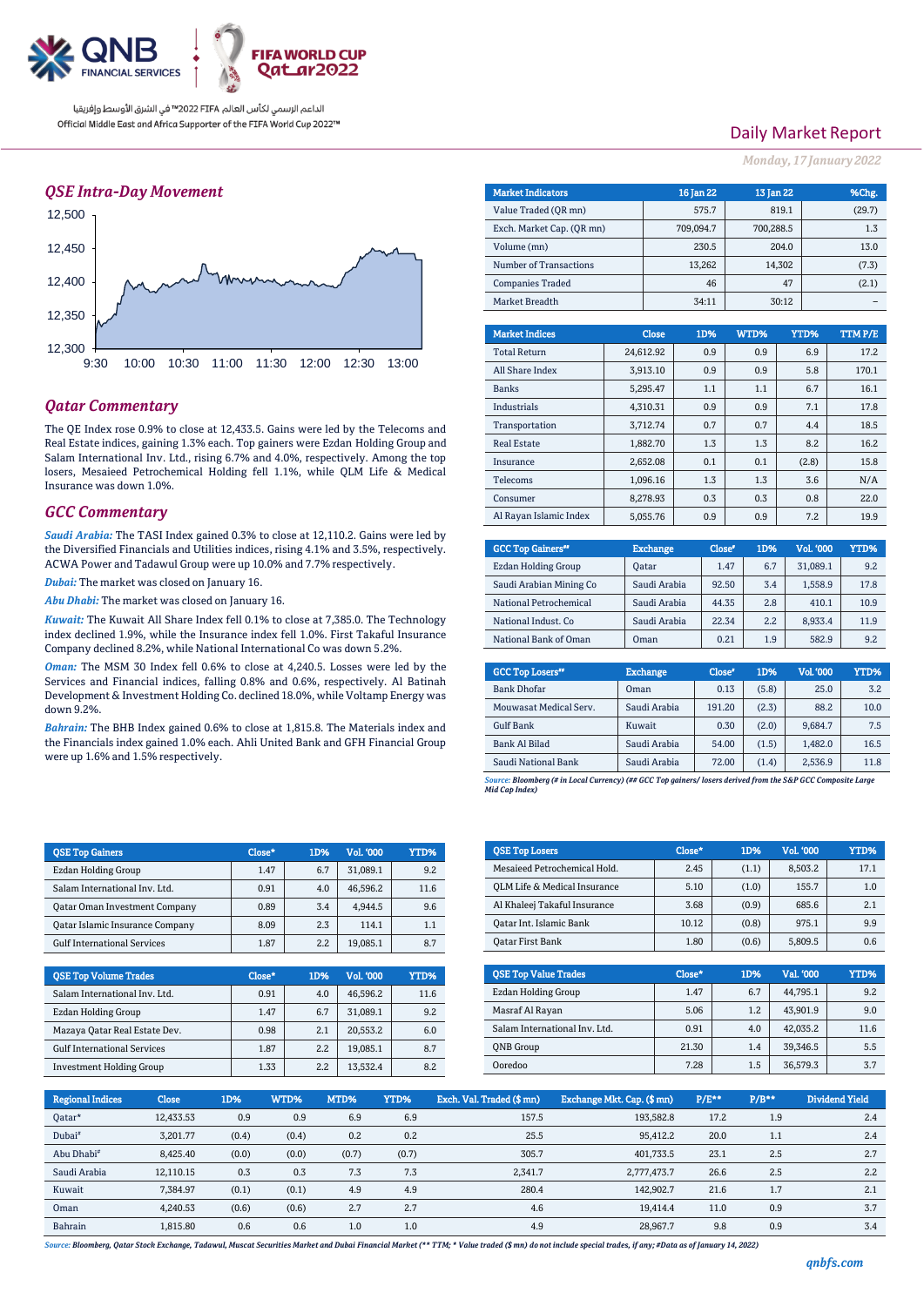QNB FINANCIAL SERVICES

FIFA WORLD CUP Qatar2022

الداعم الرسمي لكأس العالم FIFA 2022™ في الشرق الأوسط وإفريقيا

Official Middle East and Africa Supporter of the FIFA World Cup 2022™

# Daily Market Report

*Monday, 17 January 2022*

## QSE Intra-Day Movement

## Qatar Commentary

The QE Index rose 0.9% to close at 12,433.5. Gains were led by the Telecoms and Real Estate indices, gaining 1.3% each. Top gainers were Ezdan Holding Group and Salam International Inv. Ltd., rising 6.7% and 4.0%, respectively. Among the top losers, Mesaieed Petrochemical Holding fell 1.1%, while QLM Life & Medical Insurance was down 1.0%.

## GCC Commentary

***Saudi Arabia:*** The TASI Index gained 0.3% to close at 12,110.2. Gains were led by the Diversified Financials and Utilities indices, rising 4.1% and 3.5%, respectively. ACWA Power and Tadawul Group were up 10.0% and 7.7% respectively.

***Dubai:*** The market was closed on January 16.

***Abu Dhabi:*** The market was closed on January 16.

***Kuwait:*** The Kuwait All Share Index fell 0.1% to close at 7,385.0. The Technology index declined 1.9%, while the Insurance index fell 1.0%. First Takaful Insurance Company declined 8.2%, while National International Co was down 5.2%.

***Oman:*** The MSM 30 Index fell 0.6% to close at 4,240.5. Losses were led by the Services and Financial indices, falling 0.8% and 0.6%, respectively. Al Batinah Development & Investment Holding Co. declined 18.0%, while Voltamp Energy was down 9.2%.

***Bahrain:*** The BHB Index gained 0.6% to close at 1,815.8. The Materials index and the Financials index gained 1.0% each. Ahli United Bank and GFH Financial Group were up 1.6% and 1.5% respectively.

| Market Indicators | 16 Jan 22 | 13 Jan 22 | %Chg. |
|---|---|---|---|
| Value Traded (QR mn) | 575.7 | 819.1 | (29.7) |
| Exch. Market Cap. (QR mn) | 709,094.7 | 700,288.5 | 1.3 |
| Volume (mn) | 230.5 | 204.0 | 13.0 |
| Number of Transactions | 13,262 | 14,302 | (7.3) |
| Companies Traded | 46 | 47 | (2.1) |
| Market Breadth | 34:11 | 30:12 | – |

| Market Indices | Close | 1D% | WTD% | YTD% | TTM P/E |
|---|---|---|---|---|---|
| Total Return | 24,612.92 | 0.9 | 0.9 | 6.9 | 17.2 |
| All Share Index | 3,913.10 | 0.9 | 0.9 | 5.8 | 170.1 |
| Banks | 5,295.47 | 1.1 | 1.1 | 6.7 | 16.1 |
| Industrials | 4,310.31 | 0.9 | 0.9 | 7.1 | 17.8 |
| Transportation | 3,712.74 | 0.7 | 0.7 | 4.4 | 18.5 |
| Real Estate | 1,882.70 | 1.3 | 1.3 | 8.2 | 16.2 |
| Insurance | 2,652.08 | 0.1 | 0.1 | (2.8) | 15.8 |
| Telecoms | 1,096.16 | 1.3 | 1.3 | 3.6 | N/A |
| Consumer | 8,278.93 | 0.3 | 0.3 | 0.8 | 22.0 |
| Al Rayan Islamic Index | 5,055.76 | 0.9 | 0.9 | 7.2 | 19.9 |

| GCC Top Gainers## | Exchange | Close# | 1D% | Vol. '000 | YTD% |
|---|---|---|---|---|---|
| Ezdan Holding Group | Qatar | 1.47 | 6.7 | 31,089.1 | 9.2 |
| Saudi Arabian Mining Co | Saudi Arabia | 92.50 | 3.4 | 1,558.9 | 17.8 |
| National Petrochemical | Saudi Arabia | 44.35 | 2.8 | 410.1 | 10.9 |
| National Indust. Co | Saudi Arabia | 22.34 | 2.2 | 8,933.4 | 11.9 |
| National Bank of Oman | Oman | 0.21 | 1.9 | 582.9 | 9.2 |

| GCC Top Losers## | Exchange | Close# | 1D% | Vol. '000 | YTD% |
|---|---|---|---|---|---|
| Bank Dhofar | Oman | 0.13 | (5.8) | 25.0 | 3.2 |
| Mouwasat Medical Serv. | Saudi Arabia | 191.20 | (2.3) | 88.2 | 10.0 |
| Gulf Bank | Kuwait | 0.30 | (2.0) | 9,684.7 | 7.5 |
| Bank Al Bilad | Saudi Arabia | 54.00 | (1.5) | 1,482.0 | 16.5 |
| Saudi National Bank | Saudi Arabia | 72.00 | (1.4) | 2,536.9 | 11.8 |

*Source: Bloomberg (# in Local Currency) (## GCC Top gainers/ losers derived from the S&P GCC Composite Large Mid Cap Index)*

| QSE Top Gainers | Close* | 1D% | Vol. '000 | YTD% |
|---|---|---|---|---|
| Ezdan Holding Group | 1.47 | 6.7 | 31,089.1 | 9.2 |
| Salam International Inv. Ltd. | 0.91 | 4.0 | 46,596.2 | 11.6 |
| Qatar Oman Investment Company | 0.89 | 3.4 | 4,944.5 | 9.6 |
| Qatar Islamic Insurance Company | 8.09 | 2.3 | 114.1 | 1.1 |
| Gulf International Services | 1.87 | 2.2 | 19,085.1 | 8.7 |

| QSE Top Volume Trades | Close* | 1D% | Vol. '000 | YTD% |
|---|---|---|---|---|
| Salam International Inv. Ltd. | 0.91 | 4.0 | 46,596.2 | 11.6 |
| Ezdan Holding Group | 1.47 | 6.7 | 31,089.1 | 9.2 |
| Mazaya Qatar Real Estate Dev. | 0.98 | 2.1 | 20,553.2 | 6.0 |
| Gulf International Services | 1.87 | 2.2 | 19,085.1 | 8.7 |
| Investment Holding Group | 1.33 | 2.2 | 13,532.4 | 8.2 |

| QSE Top Losers | Close* | 1D% | Vol. '000 | YTD% |
|---|---|---|---|---|
| Mesaieed Petrochemical Hold. | 2.45 | (1.1) | 8,503.2 | 17.1 |
| QLM Life & Medical Insurance | 5.10 | (1.0) | 155.7 | 1.0 |
| Al Khaleej Takaful Insurance | 3.68 | (0.9) | 685.6 | 2.1 |
| Qatar Int. Islamic Bank | 10.12 | (0.8) | 975.1 | 9.9 |
| Qatar First Bank | 1.80 | (0.6) | 5,809.5 | 0.6 |

| QSE Top Value Trades | Close* | 1D% | Val. '000 | YTD% |
|---|---|---|---|---|
| Ezdan Holding Group | 1.47 | 6.7 | 44,795.1 | 9.2 |
| Masraf Al Rayan | 5.06 | 1.2 | 43,901.9 | 9.0 |
| Salam International Inv. Ltd. | 0.91 | 4.0 | 42,035.2 | 11.6 |
| QNB Group | 21.30 | 1.4 | 39,346.5 | 5.5 |
| Ooredoo | 7.28 | 1.5 | 36,579.3 | 3.7 |

| Regional Indices | Close | 1D% | WTD% | MTD% | YTD% | Exch. Val. Traded ($ mn) | Exchange Mkt. Cap. ($ mn) | P/E** | P/B** | Dividend Yield |
|---|---|---|---|---|---|---|---|---|---|---|
| Qatar* | 12,433.53 | 0.9 | 0.9 | 6.9 | 6.9 | 157.5 | 193,582.8 | 17.2 | 1.9 | 2.4 |
| Dubai# | 3,201.77 | (0.4) | (0.4) | 0.2 | 0.2 | 25.5 | 95,412.2 | 20.0 | 1.1 | 2.4 |
| Abu Dhabi# | 8,425.40 | (0.0) | (0.0) | (0.7) | (0.7) | 305.7 | 401,733.5 | 23.1 | 2.5 | 2.7 |
| Saudi Arabia | 12,110.15 | 0.3 | 0.3 | 7.3 | 7.3 | 2,341.7 | 2,777,473.7 | 26.6 | 2.5 | 2.2 |
| Kuwait | 7,384.97 | (0.1) | (0.1) | 4.9 | 4.9 | 280.4 | 142,902.7 | 21.6 | 1.7 | 2.1 |
| Oman | 4,240.53 | (0.6) | (0.6) | 2.7 | 2.7 | 4.6 | 19,414.4 | 11.0 | 0.9 | 3.7 |
| Bahrain | 1,815.80 | 0.6 | 0.6 | 1.0 | 1.0 | 4.9 | 28,967.7 | 9.8 | 0.9 | 3.4 |

*Source: Bloomberg, Qatar Stock Exchange, Tadawul, Muscat Securities Market and Dubai Financial Market (** TTM; * Value traded ($ mn) do not include special trades, if any; #Data as of January 14, 2022)*

qnbfs.com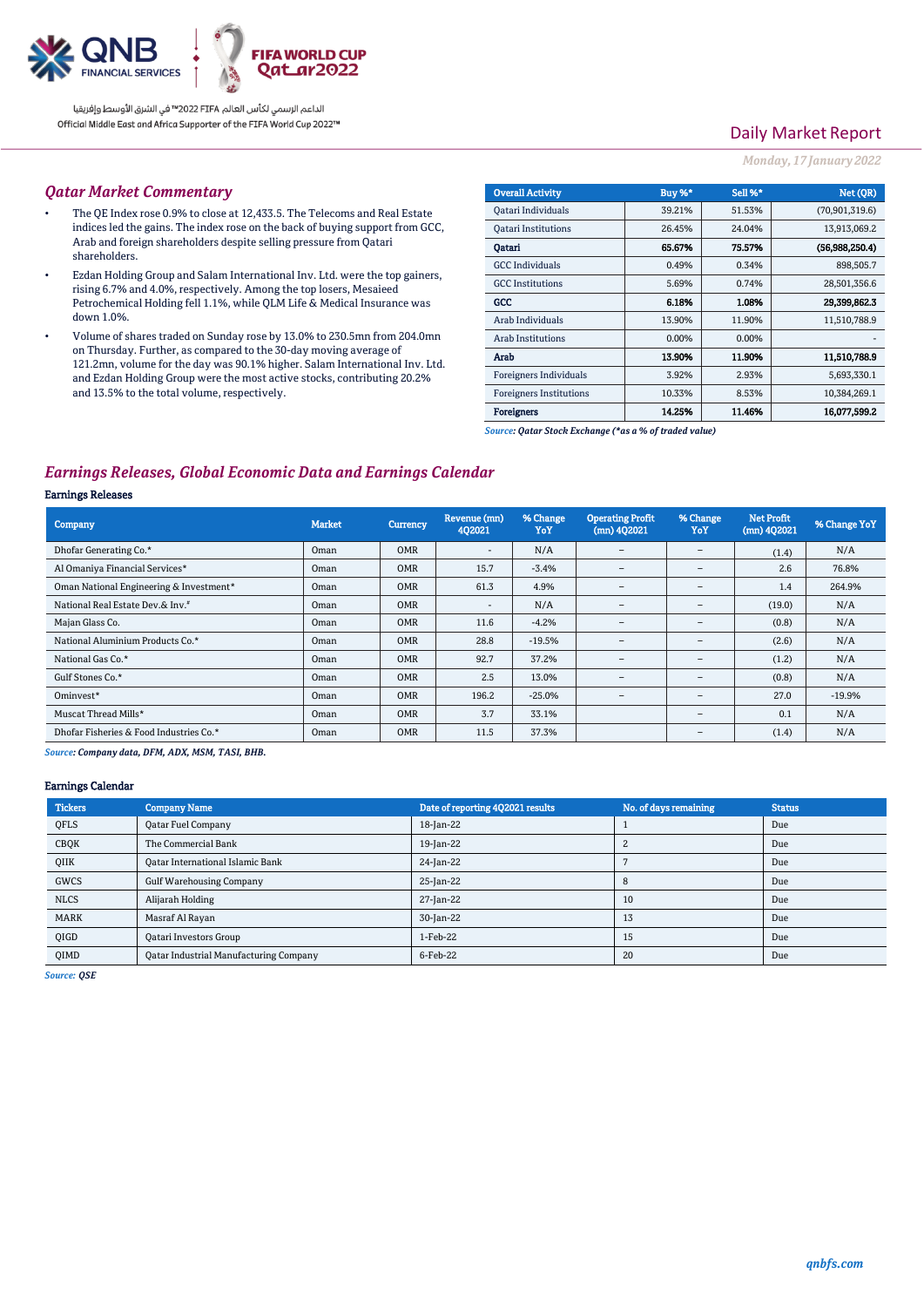## Qatar Market Commentary

- The QE Index rose 0.9% to close at 12,433.5. The Telecoms and Real Estate indices led the gains. The index rose on the back of buying support from GCC, Arab and foreign shareholders despite selling pressure from Qatari shareholders.
- Ezdan Holding Group and Salam International Inv. Ltd. were the top gainers, rising 6.7% and 4.0%, respectively. Among the top losers, Mesaieed Petrochemical Holding fell 1.1%, while QLM Life & Medical Insurance was down 1.0%.
- Volume of shares traded on Sunday rose by 13.0% to 230.5mn from 204.0mn on Thursday. Further, as compared to the 30-day moving average of 121.2mn, volume for the day was 90.1% higher. Salam International Inv. Ltd. and Ezdan Holding Group were the most active stocks, contributing 20.2% and 13.5% to the total volume, respectively.

| Overall Activity | Buy %* | Sell %* | Net (QR) |
|---|---|---|---|
| Qatari Individuals | 39.21% | 51.53% | (70,901,319.6) |
| Qatari Institutions | 26.45% | 24.04% | 13,913,069.2 |
| **Qatari** | **65.67%** | **75.57%** | **(56,988,250.4)** |
| GCC Individuals | 0.49% | 0.34% | 898,505.7 |
| GCC Institutions | 5.69% | 0.74% | 28,501,356.6 |
| **GCC** | **6.18%** | **1.08%** | **29,399,862.3** |
| Arab Individuals | 13.90% | 11.90% | 11,510,788.9 |
| Arab Institutions | 0.00% | 0.00% | - |
| **Arab** | **13.90%** | **11.90%** | **11,510,788.9** |
| Foreigners Individuals | 3.92% | 2.93% | 5,693,330.1 |
| Foreigners Institutions | 10.33% | 8.53% | 10,384,269.1 |
| **Foreigners** | **14.25%** | **11.46%** | **16,077,599.2** |

*Source: Qatar Stock Exchange (\*as a % of traded value)*

## Earnings Releases, Global Economic Data and Earnings Calendar

### Earnings Releases

| Company | Market | Currency | Revenue (mn) 4Q2021 | % Change YoY | Operating Profit (mn) 4Q2021 | % Change YoY | Net Profit (mn) 4Q2021 | % Change YoY |
|---|---|---|---|---|---|---|---|---|
| Dhofar Generating Co.* | Oman | OMR | - | N/A | – | – | (1.4) | N/A |
| Al Omaniya Financial Services* | Oman | OMR | 15.7 | -3.4% | – | – | 2.6 | 76.8% |
| Oman National Engineering & Investment* | Oman | OMR | 61.3 | 4.9% | – | – | 1.4 | 264.9% |
| National Real Estate Dev.& Inv.# | Oman | OMR | - | N/A | – | – | (19.0) | N/A |
| Majan Glass Co. | Oman | OMR | 11.6 | -4.2% | – | – | (0.8) | N/A |
| National Aluminium Products Co.* | Oman | OMR | 28.8 | -19.5% | – | – | (2.6) | N/A |
| National Gas Co.* | Oman | OMR | 92.7 | 37.2% | – | – | (1.2) | N/A |
| Gulf Stones Co.* | Oman | OMR | 2.5 | 13.0% | – | – | (0.8) | N/A |
| Ominvest* | Oman | OMR | 196.2 | -25.0% | – | – | 27.0 | -19.9% |
| Muscat Thread Mills* | Oman | OMR | 3.7 | 33.1% | | – | 0.1 | N/A |
| Dhofar Fisheries & Food Industries Co.* | Oman | OMR | 11.5 | 37.3% | | – | (1.4) | N/A |

*Source: Company data, DFM, ADX, MSM, TASI, BHB.*

### Earnings Calendar

| Tickers | Company Name | Date of reporting 4Q2021 results | No. of days remaining | Status |
|---|---|---|---|---|
| QFLS | Qatar Fuel Company | 18-Jan-22 | 1 | Due |
| CBQK | The Commercial Bank | 19-Jan-22 | 2 | Due |
| QIIK | Qatar International Islamic Bank | 24-Jan-22 | 7 | Due |
| GWCS | Gulf Warehousing Company | 25-Jan-22 | 8 | Due |
| NLCS | Alijarah Holding | 27-Jan-22 | 10 | Due |
| MARK | Masraf Al Rayan | 30-Jan-22 | 13 | Due |
| QIGD | Qatari Investors Group | 1-Feb-22 | 15 | Due |
| QIMD | Qatar Industrial Manufacturing Company | 6-Feb-22 | 20 | Due |

*Source: QSE*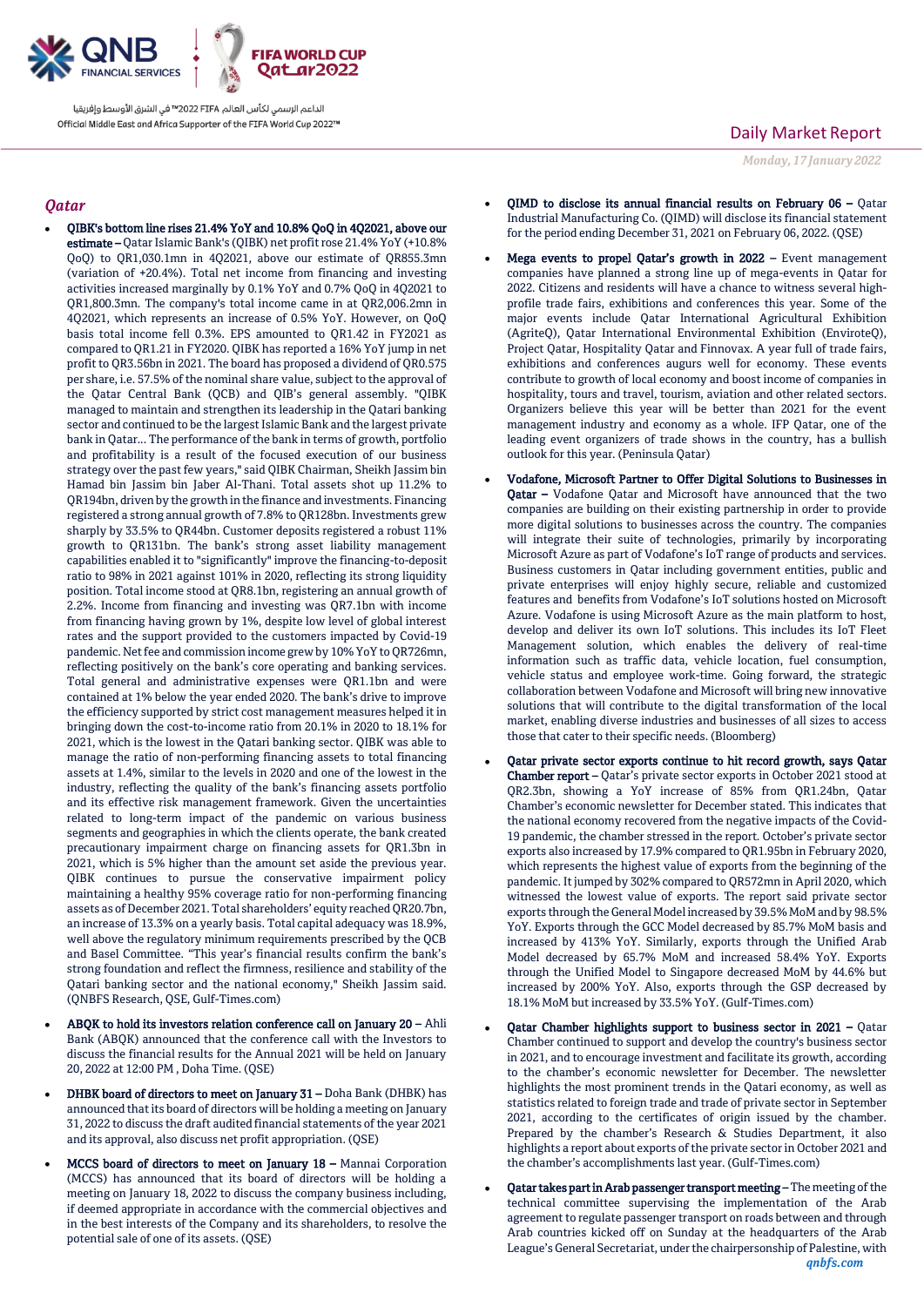## Qatar

- **QIBK's bottom line rises 21.4% YoY and 10.8% QoQ in 4Q2021, above our estimate** – Qatar Islamic Bank's (QIBK) net profit rose 21.4% YoY (+10.8% QoQ) to QR1,030.1mn in 4Q2021, above our estimate of QR855.3mn (variation of +20.4%). Total net income from financing and investing activities increased marginally by 0.1% YoY and 0.7% QoQ in 4Q2021 to QR1,800.3mn. The company's total income came in at QR2,006.2mn in 4Q2021, which represents an increase of 0.5% YoY. However, on QoQ basis total income fell 0.3%. EPS amounted to QR1.42 in FY2021 as compared to QR1.21 in FY2020. QIBK has reported a 16% YoY jump in net profit to QR3.56bn in 2021. The board has proposed a dividend of QR0.575 per share, i.e. 57.5% of the nominal share value, subject to the approval of the Qatar Central Bank (QCB) and QIB's general assembly. "QIBK managed to maintain and strengthen its leadership in the Qatari banking sector and continued to be the largest Islamic Bank and the largest private bank in Qatar… The performance of the bank in terms of growth, portfolio and profitability is a result of the focused execution of our business strategy over the past few years," said QIBK Chairman, Sheikh Jassim bin Hamad bin Jassim bin Jaber Al-Thani. Total assets shot up 11.2% to QR194bn, driven by the growth in the finance and investments. Financing registered a strong annual growth of 7.8% to QR128bn. Investments grew sharply by 33.5% to QR44bn. Customer deposits registered a robust 11% growth to QR131bn. The bank's strong asset liability management capabilities enabled it to "significantly" improve the financing-to-deposit ratio to 98% in 2021 against 101% in 2020, reflecting its strong liquidity position. Total income stood at QR8.1bn, registering an annual growth of 2.2%. Income from financing and investing was QR7.1bn with income from financing having grown by 1%, despite low level of global interest rates and the support provided to the customers impacted by Covid-19 pandemic. Net fee and commission income grew by 10% YoY to QR726mn, reflecting positively on the bank's core operating and banking services. Total general and administrative expenses were QR1.1bn and were contained at 1% below the year ended 2020. The bank's drive to improve the efficiency supported by strict cost management measures helped it in bringing down the cost-to-income ratio from 20.1% in 2020 to 18.1% for 2021, which is the lowest in the Qatari banking sector. QIBK was able to manage the ratio of non-performing financing assets to total financing assets at 1.4%, similar to the levels in 2020 and one of the lowest in the industry, reflecting the quality of the bank's financing assets portfolio and its effective risk management framework. Given the uncertainties related to long-term impact of the pandemic on various business segments and geographies in which the clients operate, the bank created precautionary impairment charge on financing assets for QR1.3bn in 2021, which is 5% higher than the amount set aside the previous year. QIBK continues to pursue the conservative impairment policy maintaining a healthy 95% coverage ratio for non-performing financing assets as of December 2021. Total shareholders' equity reached QR20.7bn, an increase of 13.3% on a yearly basis. Total capital adequacy was 18.9%, well above the regulatory minimum requirements prescribed by the QCB and Basel Committee. "This year's financial results confirm the bank's strong foundation and reflect the firmness, resilience and stability of the Qatari banking sector and the national economy," Sheikh Jassim said. (QNBFS Research, QSE, Gulf-Times.com)

- **ABQK to hold its investors relation conference call on January 20** – Ahli Bank (ABQK) announced that the conference call with the Investors to discuss the financial results for the Annual 2021 will be held on January 20, 2022 at 12:00 PM , Doha Time. (QSE)

- **DHBK board of directors to meet on January 31** – Doha Bank (DHBK) has announced that its board of directors will be holding a meeting on January 31, 2022 to discuss the draft audited financial statements of the year 2021 and its approval, also discuss net profit appropriation. (QSE)

- **MCCS board of directors to meet on January 18** – Mannai Corporation (MCCS) has announced that its board of directors will be holding a meeting on January 18, 2022 to discuss the company business including, if deemed appropriate in accordance with the commercial objectives and in the best interests of the Company and its shareholders, to resolve the potential sale of one of its assets. (QSE)

- **QIMD to disclose its annual financial results on February 06** – Qatar Industrial Manufacturing Co. (QIMD) will disclose its financial statement for the period ending December 31, 2021 on February 06, 2022. (QSE)

- **Mega events to propel Qatar's growth in 2022** – Event management companies have planned a strong line up of mega-events in Qatar for 2022. Citizens and residents will have a chance to witness several high-profile trade fairs, exhibitions and conferences this year. Some of the major events include Qatar International Agricultural Exhibition (AgriteQ), Qatar International Environmental Exhibition (EnviroteQ), Project Qatar, Hospitality Qatar and Finnovax. A year full of trade fairs, exhibitions and conferences augurs well for economy. These events contribute to growth of local economy and boost income of companies in hospitality, tours and travel, tourism, aviation and other related sectors. Organizers believe this year will be better than 2021 for the event management industry and economy as a whole. IFP Qatar, one of the leading event organizers of trade shows in the country, has a bullish outlook for this year. (Peninsula Qatar)

- **Vodafone, Microsoft Partner to Offer Digital Solutions to Businesses in Qatar** – Vodafone Qatar and Microsoft have announced that the two companies are building on their existing partnership in order to provide more digital solutions to businesses across the country. The companies will integrate their suite of technologies, primarily by incorporating Microsoft Azure as part of Vodafone's IoT range of products and services. Business customers in Qatar including government entities, public and private enterprises will enjoy highly secure, reliable and customized features and benefits from Vodafone's IoT solutions hosted on Microsoft Azure. Vodafone is using Microsoft Azure as the main platform to host, develop and deliver its own IoT solutions. This includes its IoT Fleet Management solution, which enables the delivery of real-time information such as traffic data, vehicle location, fuel consumption, vehicle status and employee work-time. Going forward, the strategic collaboration between Vodafone and Microsoft will bring new innovative solutions that will contribute to the digital transformation of the local market, enabling diverse industries and businesses of all sizes to access those that cater to their specific needs. (Bloomberg)

- **Qatar private sector exports continue to hit record growth, says Qatar Chamber report** – Qatar's private sector exports in October 2021 stood at QR2.3bn, showing a YoY increase of 85% from QR1.24bn, Qatar Chamber's economic newsletter for December stated. This indicates that the national economy recovered from the negative impacts of the Covid-19 pandemic, the chamber stressed in the report. October's private sector exports also increased by 17.9% compared to QR1.95bn in February 2020, which represents the highest value of exports from the beginning of the pandemic. It jumped by 302% compared to QR572mn in April 2020, which witnessed the lowest value of exports. The report said private sector exports through the General Model increased by 39.5% MoM and by 98.5% YoY. Exports through the GCC Model decreased by 85.7% MoM basis and increased by 413% YoY. Similarly, exports through the Unified Arab Model decreased by 65.7% MoM and increased 58.4% YoY. Exports through the Unified Model to Singapore decreased MoM by 44.6% but increased by 200% YoY. Also, exports through the GSP decreased by 18.1% MoM but increased by 33.5% YoY. (Gulf-Times.com)

- **Qatar Chamber highlights support to business sector in 2021** – Qatar Chamber continued to support and develop the country's business sector in 2021, and to encourage investment and facilitate its growth, according to the chamber's economic newsletter for December. The newsletter highlights the most prominent trends in the Qatari economy, as well as statistics related to foreign trade and trade of private sector in September 2021, according to the certificates of origin issued by the chamber. Prepared by the chamber's Research & Studies Department, it also highlights a report about exports of the private sector in October 2021 and the chamber's accomplishments last year. (Gulf-Times.com)

- **Qatar takes part in Arab passenger transport meeting** – The meeting of the technical committee supervising the implementation of the Arab agreement to regulate passenger transport on roads between and through Arab countries kicked off on Sunday at the headquarters of the Arab League's General Secretariat, under the chairpersonship of Palestine, with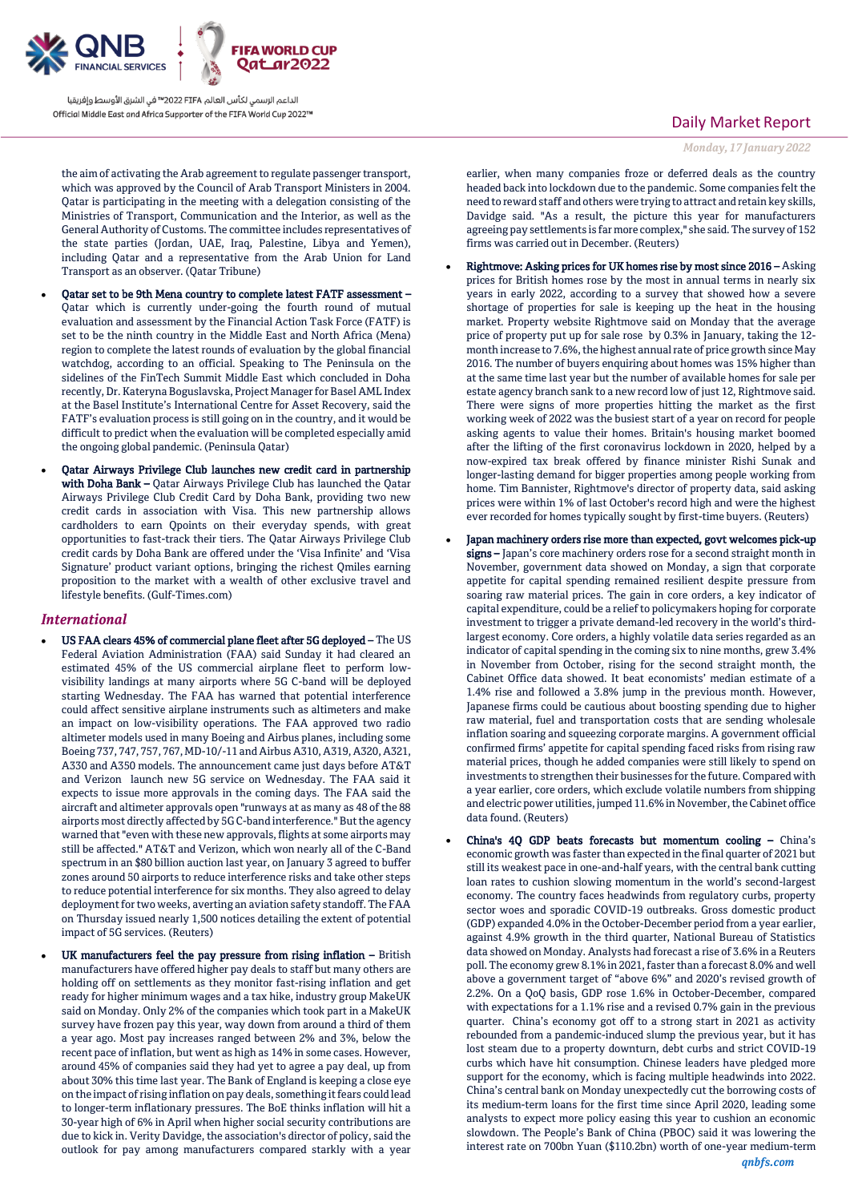the aim of activating the Arab agreement to regulate passenger transport, which was approved by the Council of Arab Transport Ministers in 2004. Qatar is participating in the meeting with a delegation consisting of the Ministries of Transport, Communication and the Interior, as well as the General Authority of Customs. The committee includes representatives of the state parties (Jordan, UAE, Iraq, Palestine, Libya and Yemen), including Qatar and a representative from the Arab Union for Land Transport as an observer. (Qatar Tribune)

- **Qatar set to be 9th Mena country to complete latest FATF assessment –** Qatar which is currently under-going the fourth round of mutual evaluation and assessment by the Financial Action Task Force (FATF) is set to be the ninth country in the Middle East and North Africa (Mena) region to complete the latest rounds of evaluation by the global financial watchdog, according to an official. Speaking to The Peninsula on the sidelines of the FinTech Summit Middle East which concluded in Doha recently, Dr. Kateryna Boguslavska, Project Manager for Basel AML Index at the Basel Institute's International Centre for Asset Recovery, said the FATF's evaluation process is still going on in the country, and it would be difficult to predict when the evaluation will be completed especially amid the ongoing global pandemic. (Peninsula Qatar)
- **Qatar Airways Privilege Club launches new credit card in partnership with Doha Bank –** Qatar Airways Privilege Club has launched the Qatar Airways Privilege Club Credit Card by Doha Bank, providing two new credit cards in association with Visa. This new partnership allows cardholders to earn Qpoints on their everyday spends, with great opportunities to fast-track their tiers. The Qatar Airways Privilege Club credit cards by Doha Bank are offered under the 'Visa Infinite' and 'Visa Signature' product variant options, bringing the richest Qmiles earning proposition to the market with a wealth of other exclusive travel and lifestyle benefits. (Gulf-Times.com)

## International

- **US FAA clears 45% of commercial plane fleet after 5G deployed –** The US Federal Aviation Administration (FAA) said Sunday it had cleared an estimated 45% of the US commercial airplane fleet to perform low-visibility landings at many airports where 5G C-band will be deployed starting Wednesday. The FAA has warned that potential interference could affect sensitive airplane instruments such as altimeters and make an impact on low-visibility operations. The FAA approved two radio altimeter models used in many Boeing and Airbus planes, including some Boeing 737, 747, 757, 767, MD-10/-11 and Airbus A310, A319, A320, A321, A330 and A350 models. The announcement came just days before AT&T and Verizon launch new 5G service on Wednesday. The FAA said it expects to issue more approvals in the coming days. The FAA said the aircraft and altimeter approvals open "runways at as many as 48 of the 88 airports most directly affected by 5G C-band interference." But the agency warned that "even with these new approvals, flights at some airports may still be affected." AT&T and Verizon, which won nearly all of the C-Band spectrum in an $80 billion auction last year, on January 3 agreed to buffer zones around 50 airports to reduce interference risks and take other steps to reduce potential interference for six months. They also agreed to delay deployment for two weeks, averting an aviation safety standoff. The FAA on Thursday issued nearly 1,500 notices detailing the extent of potential impact of 5G services. (Reuters)
- **UK manufacturers feel the pay pressure from rising inflation –** British manufacturers have offered higher pay deals to staff but many others are holding off on settlements as they monitor fast-rising inflation and get ready for higher minimum wages and a tax hike, industry group MakeUK said on Monday. Only 2% of the companies which took part in a MakeUK survey have frozen pay this year, way down from around a third of them a year ago. Most pay increases ranged between 2% and 3%, below the recent pace of inflation, but went as high as 14% in some cases. However, around 45% of companies said they had yet to agree a pay deal, up from about 30% this time last year. The Bank of England is keeping a close eye on the impact of rising inflation on pay deals, something it fears could lead to longer-term inflationary pressures. The BoE thinks inflation will hit a 30-year high of 6% in April when higher social security contributions are due to kick in. Verity Davidge, the association's director of policy, said the outlook for pay among manufacturers compared starkly with a year earlier, when many companies froze or deferred deals as the country headed back into lockdown due to the pandemic. Some companies felt the need to reward staff and others were trying to attract and retain key skills, Davidge said. "As a result, the picture this year for manufacturers agreeing pay settlements is far more complex," she said. The survey of 152 firms was carried out in December. (Reuters)
- **Rightmove: Asking prices for UK homes rise by most since 2016 –** Asking prices for British homes rose by the most in annual terms in nearly six years in early 2022, according to a survey that showed how a severe shortage of properties for sale is keeping up the heat in the housing market. Property website Rightmove said on Monday that the average price of property put up for sale rose by 0.3% in January, taking the 12-month increase to 7.6%, the highest annual rate of price growth since May 2016. The number of buyers enquiring about homes was 15% higher than at the same time last year but the number of available homes for sale per estate agency branch sank to a new record low of just 12, Rightmove said. There were signs of more properties hitting the market as the first working week of 2022 was the busiest start of a year on record for people asking agents to value their homes. Britain's housing market boomed after the lifting of the first coronavirus lockdown in 2020, helped by a now-expired tax break offered by finance minister Rishi Sunak and longer-lasting demand for bigger properties among people working from home. Tim Bannister, Rightmove's director of property data, said asking prices were within 1% of last October's record high and were the highest ever recorded for homes typically sought by first-time buyers. (Reuters)
- **Japan machinery orders rise more than expected, govt welcomes pick-up signs –** Japan's core machinery orders rose for a second straight month in November, government data showed on Monday, a sign that corporate appetite for capital spending remained resilient despite pressure from soaring raw material prices. The gain in core orders, a key indicator of capital expenditure, could be a relief to policymakers hoping for corporate investment to trigger a private demand-led recovery in the world's third-largest economy. Core orders, a highly volatile data series regarded as an indicator of capital spending in the coming six to nine months, grew 3.4% in November from October, rising for the second straight month, the Cabinet Office data showed. It beat economists' median estimate of a 1.4% rise and followed a 3.8% jump in the previous month. However, Japanese firms could be cautious about boosting spending due to higher raw material, fuel and transportation costs that are sending wholesale inflation soaring and squeezing corporate margins. A government official confirmed firms' appetite for capital spending faced risks from rising raw material prices, though he added companies were still likely to spend on investments to strengthen their businesses for the future. Compared with a year earlier, core orders, which exclude volatile numbers from shipping and electric power utilities, jumped 11.6% in November, the Cabinet office data found. (Reuters)
- **China's 4Q GDP beats forecasts but momentum cooling –** China's economic growth was faster than expected in the final quarter of 2021 but still its weakest pace in one-and-half years, with the central bank cutting loan rates to cushion slowing momentum in the world's second-largest economy. The country faces headwinds from regulatory curbs, property sector woes and sporadic COVID-19 outbreaks. Gross domestic product (GDP) expanded 4.0% in the October-December period from a year earlier, against 4.9% growth in the third quarter, National Bureau of Statistics data showed on Monday. Analysts had forecast a rise of 3.6% in a Reuters poll. The economy grew 8.1% in 2021, faster than a forecast 8.0% and well above a government target of "above 6%" and 2020's revised growth of 2.2%. On a QoQ basis, GDP rose 1.6% in October-December, compared with expectations for a 1.1% rise and a revised 0.7% gain in the previous quarter. China's economy got off to a strong start in 2021 as activity rebounded from a pandemic-induced slump the previous year, but it has lost steam due to a property downturn, debt curbs and strict COVID-19 curbs which have hit consumption. Chinese leaders have pledged more support for the economy, which is facing multiple headwinds into 2022. China's central bank on Monday unexpectedly cut the borrowing costs of its medium-term loans for the first time since April 2020, leading some analysts to expect more policy easing this year to cushion an economic slowdown. The People's Bank of China (PBOC) said it was lowering the interest rate on 700bn Yuan ($110.2bn) worth of one-year medium-term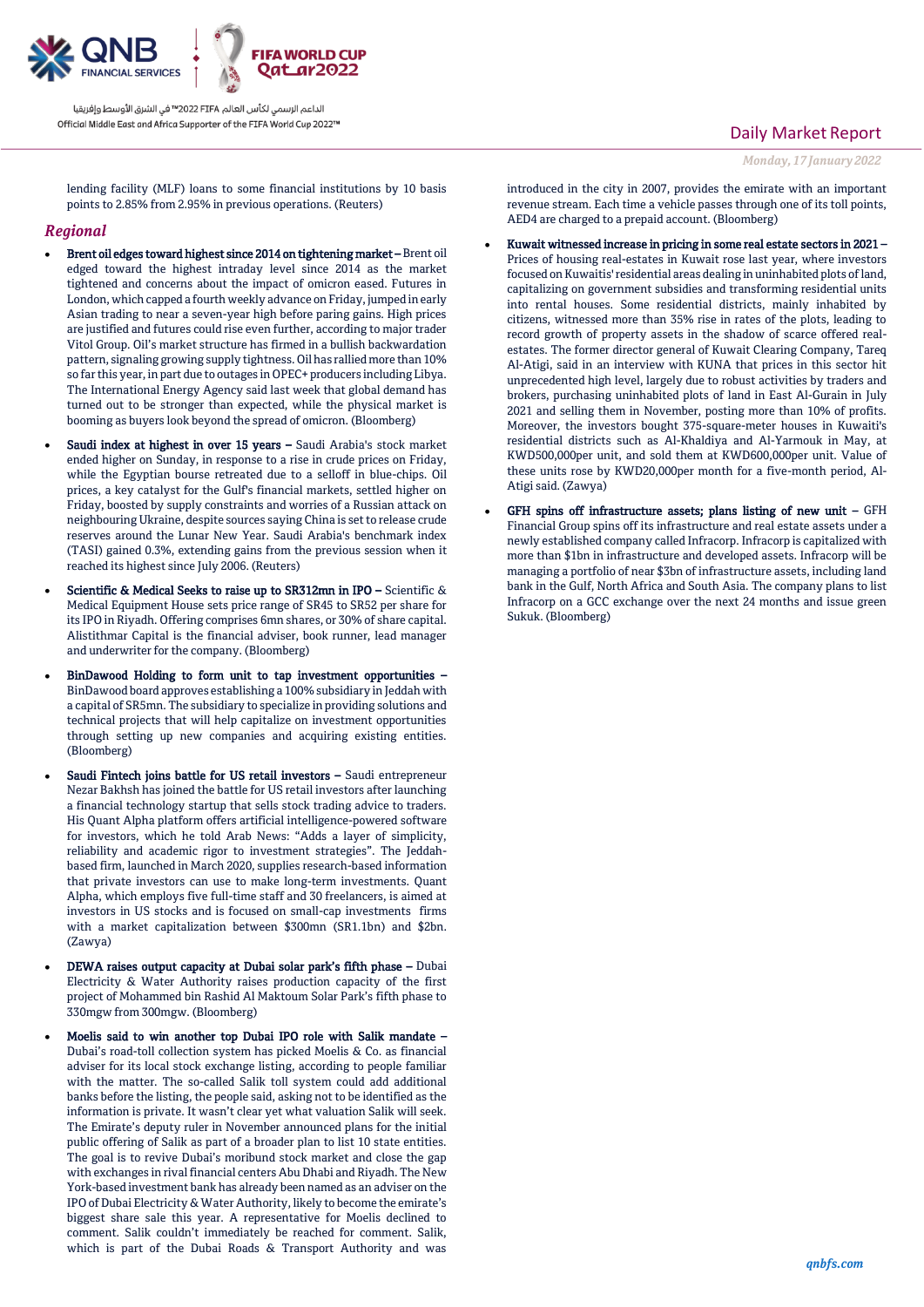lending facility (MLF) loans to some financial institutions by 10 basis points to 2.85% from 2.95% in previous operations. (Reuters)

## *Regional*

- **Brent oil edges toward highest since 2014 on tightening market –** Brent oil edged toward the highest intraday level since 2014 as the market tightened and concerns about the impact of omicron eased. Futures in London, which capped a fourth weekly advance on Friday, jumped in early Asian trading to near a seven-year high before paring gains. High prices are justified and futures could rise even further, according to major trader Vitol Group. Oil's market structure has firmed in a bullish backwardation pattern, signaling growing supply tightness. Oil has rallied more than 10% so far this year, in part due to outages in OPEC+ producers including Libya. The International Energy Agency said last week that global demand has turned out to be stronger than expected, while the physical market is booming as buyers look beyond the spread of omicron. (Bloomberg)

- **Saudi index at highest in over 15 years –** Saudi Arabia's stock market ended higher on Sunday, in response to a rise in crude prices on Friday, while the Egyptian bourse retreated due to a selloff in blue-chips. Oil prices, a key catalyst for the Gulf's financial markets, settled higher on Friday, boosted by supply constraints and worries of a Russian attack on neighbouring Ukraine, despite sources saying China is set to release crude reserves around the Lunar New Year. Saudi Arabia's benchmark index (TASI) gained 0.3%, extending gains from the previous session when it reached its highest since July 2006. (Reuters)

- **Scientific & Medical Seeks to raise up to SR312mn in IPO –** Scientific & Medical Equipment House sets price range of SR45 to SR52 per share for its IPO in Riyadh. Offering comprises 6mn shares, or 30% of share capital. Alistithmar Capital is the financial adviser, book runner, lead manager and underwriter for the company. (Bloomberg)

- **BinDawood Holding to form unit to tap investment opportunities –** BinDawood board approves establishing a 100% subsidiary in Jeddah with a capital of SR5mn. The subsidiary to specialize in providing solutions and technical projects that will help capitalize on investment opportunities through setting up new companies and acquiring existing entities. (Bloomberg)

- **Saudi Fintech joins battle for US retail investors –** Saudi entrepreneur Nezar Bakhsh has joined the battle for US retail investors after launching a financial technology startup that sells stock trading advice to traders. His Quant Alpha platform offers artificial intelligence-powered software for investors, which he told Arab News: "Adds a layer of simplicity, reliability and academic rigor to investment strategies". The Jeddah-based firm, launched in March 2020, supplies research-based information that private investors can use to make long-term investments. Quant Alpha, which employs five full-time staff and 30 freelancers, is aimed at investors in US stocks and is focused on small-cap investments firms with a market capitalization between $300mn (SR1.1bn) and $2bn. (Zawya)

- **DEWA raises output capacity at Dubai solar park's fifth phase –** Dubai Electricity & Water Authority raises production capacity of the first project of Mohammed bin Rashid Al Maktoum Solar Park's fifth phase to 330mgw from 300mgw. (Bloomberg)

- **Moelis said to win another top Dubai IPO role with Salik mandate –** Dubai's road-toll collection system has picked Moelis & Co. as financial adviser for its local stock exchange listing, according to people familiar with the matter. The so-called Salik toll system could add additional banks before the listing, the people said, asking not to be identified as the information is private. It wasn't clear yet what valuation Salik will seek. The Emirate's deputy ruler in November announced plans for the initial public offering of Salik as part of a broader plan to list 10 state entities. The goal is to revive Dubai's moribund stock market and close the gap with exchanges in rival financial centers Abu Dhabi and Riyadh. The New York-based investment bank has already been named as an adviser on the IPO of Dubai Electricity & Water Authority, likely to become the emirate's biggest share sale this year. A representative for Moelis declined to comment. Salik couldn't immediately be reached for comment. Salik, which is part of the Dubai Roads & Transport Authority and was introduced in the city in 2007, provides the emirate with an important revenue stream. Each time a vehicle passes through one of its toll points, AED4 are charged to a prepaid account. (Bloomberg)

- **Kuwait witnessed increase in pricing in some real estate sectors in 2021 –** Prices of housing real-estates in Kuwait rose last year, where investors focused on Kuwaitis' residential areas dealing in uninhabited plots of land, capitalizing on government subsidies and transforming residential units into rental houses. Some residential districts, mainly inhabited by citizens, witnessed more than 35% rise in rates of the plots, leading to record growth of property assets in the shadow of scarce offered real-estates. The former director general of Kuwait Clearing Company, Tareq Al-Atigi, said in an interview with KUNA that prices in this sector hit unprecedented high level, largely due to robust activities by traders and brokers, purchasing uninhabited plots of land in East Al-Gurain in July 2021 and selling them in November, posting more than 10% of profits. Moreover, the investors bought 375-square-meter houses in Kuwaiti's residential districts such as Al-Khaldiya and Al-Yarmouk in May, at KWD500,000per unit, and sold them at KWD600,000per unit. Value of these units rose by KWD20,000per month for a five-month period, Al-Atigi said. (Zawya)

- **GFH spins off infrastructure assets; plans listing of new unit –** GFH Financial Group spins off its infrastructure and real estate assets under a newly established company called Infracorp. Infracorp is capitalized with more than $1bn in infrastructure and developed assets. Infracorp will be managing a portfolio of near $3bn of infrastructure assets, including land bank in the Gulf, North Africa and South Asia. The company plans to list Infracorp on a GCC exchange over the next 24 months and issue green Sukuk. (Bloomberg)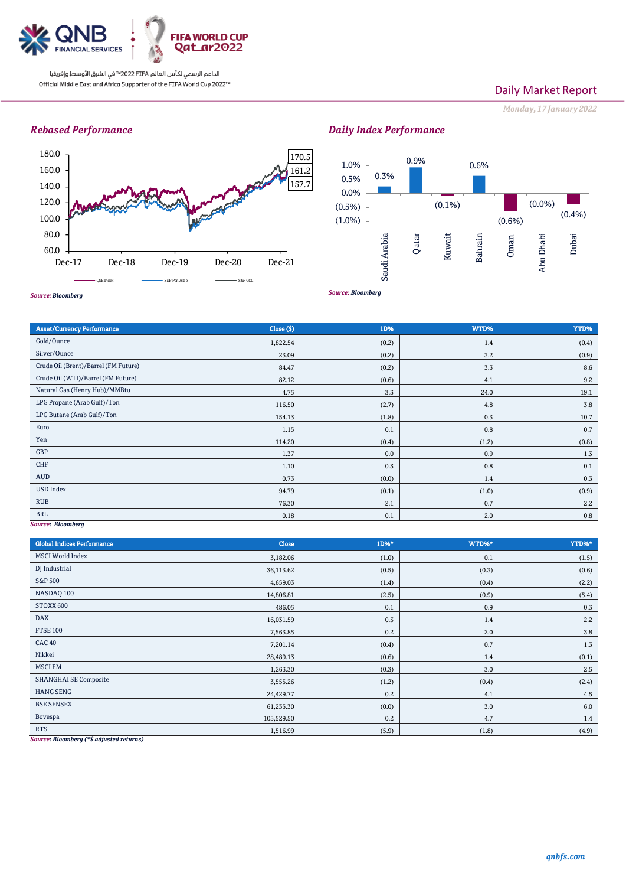## Rebased Performance

Source: Bloomberg

## Daily Index Performance

| Index | Performance |
|---|---|
| Saudi Arabia | 0.3% |
| Qatar | 0.9% |
| Kuwait | (0.1%) |
| Bahrain | 0.6% |
| Oman | (0.6%) |
| Abu Dhabi | (0.0%) |
| Dubai | (0.4%) |

Source: Bloomberg

| Asset/Currency Performance | Close ($) | 1D% | WTD% | YTD% |
|---|---|---|---|---|
| Gold/Ounce | 1,822.54 | (0.2) | 1.4 | (0.4) |
| Silver/Ounce | 23.09 | (0.2) | 3.2 | (0.9) |
| Crude Oil (Brent)/Barrel (FM Future) | 84.47 | (0.2) | 3.3 | 8.6 |
| Crude Oil (WTI)/Barrel (FM Future) | 82.12 | (0.6) | 4.1 | 9.2 |
| Natural Gas (Henry Hub)/MMBtu | 4.75 | 3.3 | 24.0 | 19.1 |
| LPG Propane (Arab Gulf)/Ton | 116.50 | (2.7) | 4.8 | 3.8 |
| LPG Butane (Arab Gulf)/Ton | 154.13 | (1.8) | 0.3 | 10.7 |
| Euro | 1.15 | 0.1 | 0.8 | 0.7 |
| Yen | 114.20 | (0.4) | (1.2) | (0.8) |
| GBP | 1.37 | 0.0 | 0.9 | 1.3 |
| CHF | 1.10 | 0.3 | 0.8 | 0.1 |
| AUD | 0.73 | (0.0) | 1.4 | 0.3 |
| USD Index | 94.79 | (0.1) | (1.0) | (0.9) |
| RUB | 76.30 | 2.1 | 0.7 | 2.2 |
| BRL | 0.18 | 0.1 | 2.0 | 0.8 |

Source: Bloomberg

| Global Indices Performance | Close | 1D%* | WTD%* | YTD%* |
|---|---|---|---|---|
| MSCI World Index | 3,182.06 | (1.0) | 0.1 | (1.5) |
| DJ Industrial | 36,113.62 | (0.5) | (0.3) | (0.6) |
| S&P 500 | 4,659.03 | (1.4) | (0.4) | (2.2) |
| NASDAQ 100 | 14,806.81 | (2.5) | (0.9) | (5.4) |
| STOXX 600 | 486.05 | 0.1 | 0.9 | 0.3 |
| DAX | 16,031.59 | 0.3 | 1.4 | 2.2 |
| FTSE 100 | 7,563.85 | 0.2 | 2.0 | 3.8 |
| CAC 40 | 7,201.14 | (0.4) | 0.7 | 1.3 |
| Nikkei | 28,489.13 | (0.6) | 1.4 | (0.1) |
| MSCI EM | 1,263.30 | (0.3) | 3.0 | 2.5 |
| SHANGHAI SE Composite | 3,555.26 | (1.2) | (0.4) | (2.4) |
| HANG SENG | 24,429.77 | 0.2 | 4.1 | 4.5 |
| BSE SENSEX | 61,235.30 | (0.0) | 3.0 | 6.0 |
| Bovespa | 105,529.50 | 0.2 | 4.7 | 1.4 |
| RTS | 1,516.99 | (5.9) | (1.8) | (4.9) |

Source: Bloomberg (*$ adjusted returns)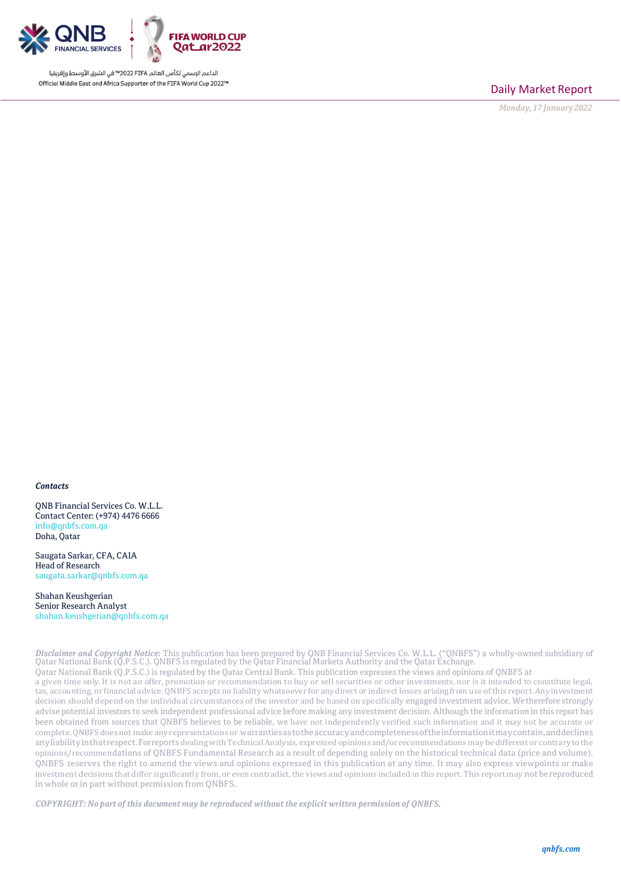Daily Market Report

*Monday, 17 January 2022*

***Contacts***

QNB Financial Services Co. W.L.L.
Contact Center: (+974) 4476 6666
info@qnbfs.com.qa
Doha, Qatar

Saugata Sarkar, CFA, CAIA
Head of Research
saugata.sarkar@qnbfs.com.qa

Shahan Keushgerian
Senior Research Analyst
shahan.keushgerian@qnbfs.com.qa

***Disclaimer and Copyright Notice:*** This publication has been prepared by QNB Financial Services Co. W.L.L. ("QNBFS") a wholly-owned subsidiary of Qatar National Bank (Q.P.S.C.). QNBFS is regulated by the Qatar Financial Markets Authority and the Qatar Exchange. Qatar National Bank (Q.P.S.C.) is regulated by the Qatar Central Bank. This publication expresses the views and opinions of QNBFS at a given time only. It is not an offer, promotion or recommendation to buy or sell securities or other investments, nor is it intended to constitute legal, tax, accounting, or financial advice. QNBFS accepts no liability whatsoever for any direct or indirect losses arising from use of this report. Any investment decision should depend on the individual circumstances of the investor and be based on specifically engaged investment advice. We therefore strongly advise potential investors to seek independent professional advice before making any investment decision. Although the information in this report has been obtained from sources that QNBFS believes to be reliable, we have not independently verified such information and it may not be accurate or complete. QNBFS does not make any representations or warranties as to the accuracy and completeness of the information it may contain, and declines any liability in that respect. For reports dealing with Technical Analysis, expressed opinions and/or recommendations may be different or contrary to the opinions/recommendations of QNBFS Fundamental Research as a result of depending solely on the historical technical data (price and volume). QNBFS reserves the right to amend the views and opinions expressed in this publication at any time. It may also express viewpoints or make investment decisions that differ significantly from, or even contradict, the views and opinions included in this report. This report may not be reproduced in whole or in part without permission from QNBFS.

***COPYRIGHT: No part of this document may be reproduced without the explicit written permission of QNBFS.***

***qnbfs.com***